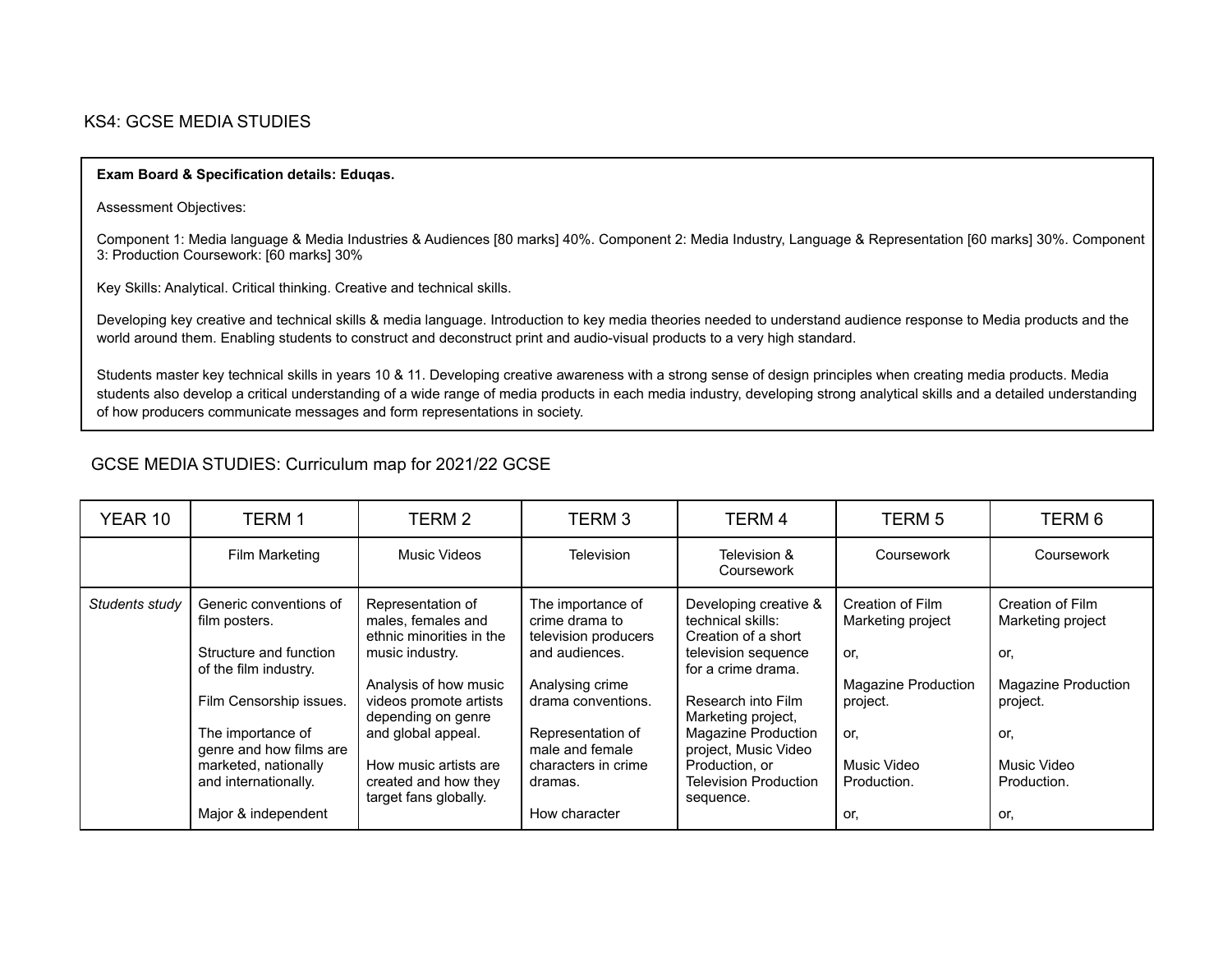## KS4: GCSE MEDIA STUDIES

**Exam Board & Specification details: Eduqas.**

Assessment Objectives:

Component 1: Media language & Media Industries & Audiences [80 marks] 40%. Component 2: Media Industry, Language & Representation [60 marks] 30%. Component 3: Production Coursework: [60 marks] 30%

Key Skills: Analytical. Critical thinking. Creative and technical skills.

Developing key creative and technical skills & media language. Introduction to key media theories needed to understand audience response to Media products and the world around them. Enabling students to construct and deconstruct print and audio-visual products to a very high standard.

Students master key technical skills in years 10 & 11. Developing creative awareness with a strong sense of design principles when creating media products. Media students also develop a critical understanding of a wide range of media products in each media industry, developing strong analytical skills and a detailed understanding of how producers communicate messages and form representations in society.

## GCSE MEDIA STUDIES: Curriculum map for 2021/22 GCSE

| YEAR 10 | TERM 1 | TERM 2 | TERM 3 | TERM 4 | TERM 5 | TERM 6 |
|---|---|---|---|---|---|---|
| | Film Marketing | Music Videos | Television | Television & Coursework | Coursework | Coursework |
| *Students study* | Generic conventions of film posters.<br><br>Structure and function of the film industry.<br><br>Film Censorship issues.<br><br>The importance of genre and how films are marketed, nationally and internationally.<br><br>Major & independent | Representation of males, females and ethnic minorities in the music industry.<br><br>Analysis of how music videos promote artists depending on genre and global appeal.<br><br>How music artists are created and how they target fans globally. | The importance of crime drama to television producers and audiences.<br><br>Analysing crime drama conventions.<br><br>Representation of male and female characters in crime dramas.<br><br>How character | Developing creative & technical skills: Creation of a short television sequence for a crime drama.<br><br>Research into Film Marketing project, Magazine Production project, Music Video Production, or Television Production sequence. | Creation of Film Marketing project<br><br>or,<br><br>Magazine Production project.<br><br>or,<br><br>Music Video Production.<br><br>or, | Creation of Film Marketing project<br><br>or,<br><br>Magazine Production project.<br><br>or,<br><br>Music Video Production.<br><br>or, |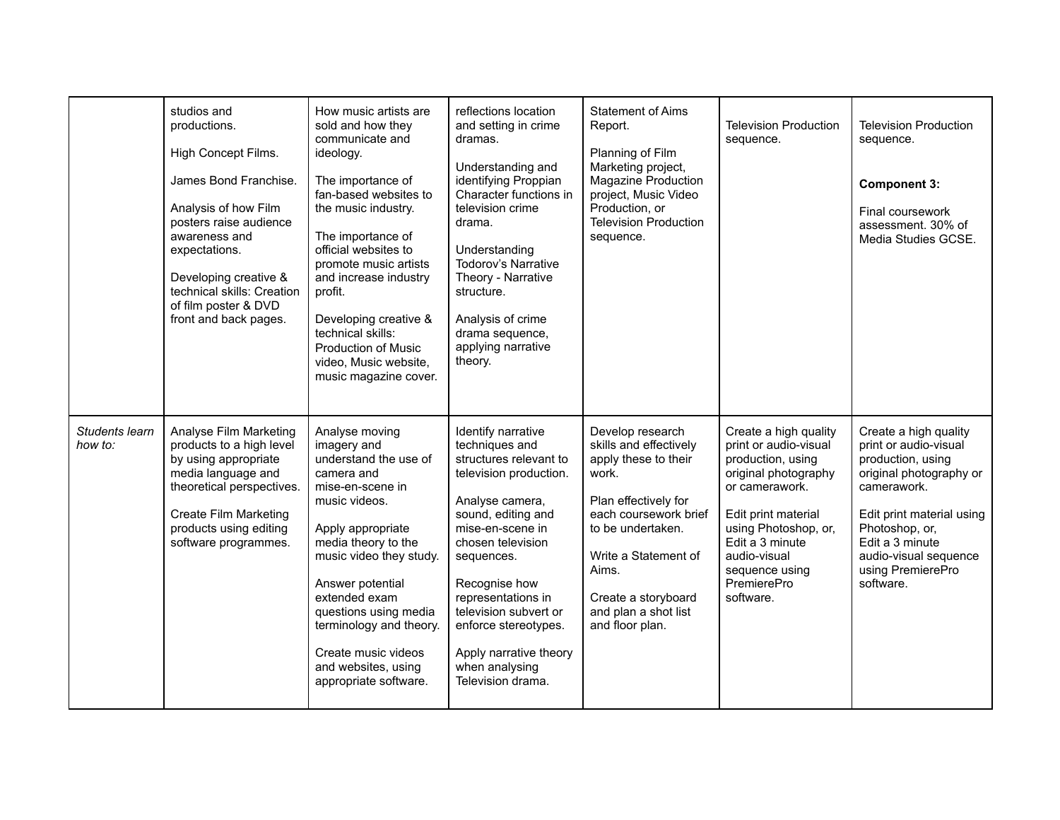| | | | | | | |
|---|---|---|---|---|---|---|
| | studios and productions.<br><br>High Concept Films.<br><br>James Bond Franchise.<br><br>Analysis of how Film posters raise audience awareness and expectations.<br><br>Developing creative & technical skills: Creation of film poster & DVD front and back pages. | How music artists are sold and how they communicate and ideology.<br><br>The importance of fan-based websites to the music industry.<br><br>The importance of official websites to promote music artists and increase industry profit.<br><br>Developing creative & technical skills: Production of Music video, Music website, music magazine cover. | reflections location and setting in crime dramas.<br><br>Understanding and identifying Proppian Character functions in television crime drama.<br><br>Understanding Todorov's Narrative Theory - Narrative structure.<br><br>Analysis of crime drama sequence, applying narrative theory. | Statement of Aims Report.<br><br>Planning of Film Marketing project, Magazine Production project, Music Video Production, or Television Production sequence. | Television Production sequence. | Television Production sequence.<br><br>**Component 3:**<br><br>Final coursework assessment. 30% of Media Studies GCSE. |
| *Students learn how to:* | Analyse Film Marketing products to a high level by using appropriate media language and theoretical perspectives.<br><br>Create Film Marketing products using editing software programmes. | Analyse moving imagery and understand the use of camera and mise-en-scene in music videos.<br><br>Apply appropriate media theory to the music video they study.<br><br>Answer potential extended exam questions using media terminology and theory.<br><br>Create music videos and websites, using appropriate software. | Identify narrative techniques and structures relevant to television production.<br><br>Analyse camera, sound, editing and mise-en-scene in chosen television sequences.<br><br>Recognise how representations in television subvert or enforce stereotypes.<br><br>Apply narrative theory when analysing Television drama. | Develop research skills and effectively apply these to their work.<br><br>Plan effectively for each coursework brief to be undertaken.<br><br>Write a Statement of Aims.<br><br>Create a storyboard and plan a shot list and floor plan. | Create a high quality print or audio-visual production, using original photography or camerawork.<br><br>Edit print material using Photoshop, or, Edit a 3 minute audio-visual sequence using PremierePro software. | Create a high quality print or audio-visual production, using original photography or camerawork.<br><br>Edit print material using Photoshop, or, Edit a 3 minute audio-visual sequence using PremierePro software. |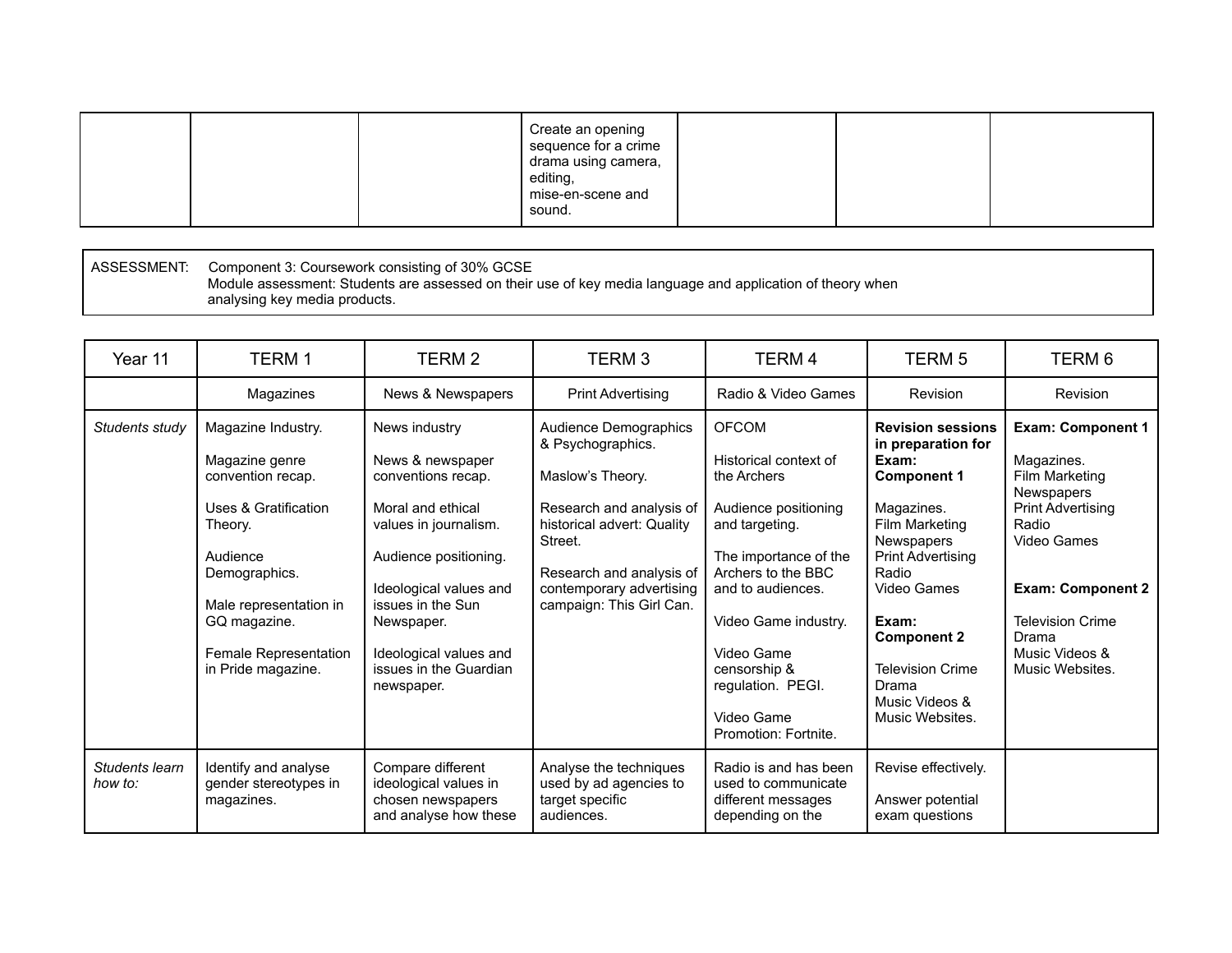|  |  |  | Create an opening sequence for a crime drama using camera, editing, mise-en-scene and sound. |  |  |  |
|---|---|---|---|---|---|---|

| ASSESSMENT: | Component 3: Coursework consisting of 30% GCSE<br>Module assessment: Students are assessed on their use of key media language and application of theory when analysing key media products. |
|---|---|

| Year 11 | TERM 1 | TERM 2 | TERM 3 | TERM 4 | TERM 5 | TERM 6 |
|---|---|---|---|---|---|---|
|  | Magazines | News & Newspapers | Print Advertising | Radio & Video Games | Revision | Revision |
| *Students study* | Magazine Industry.<br><br>Magazine genre convention recap.<br><br>Uses & Gratification Theory.<br><br>Audience Demographics.<br><br>Male representation in GQ magazine.<br><br>Female Representation in Pride magazine. | News industry<br><br>News & newspaper conventions recap.<br><br>Moral and ethical values in journalism.<br><br>Audience positioning.<br><br>Ideological values and issues in the Sun Newspaper.<br><br>Ideological values and issues in the Guardian newspaper. | Audience Demographics & Psychographics.<br><br>Maslow's Theory.<br><br>Research and analysis of historical advert: Quality Street.<br><br>Research and analysis of contemporary advertising campaign: This Girl Can. | OFCOM<br><br>Historical context of the Archers<br><br>Audience positioning and targeting.<br><br>The importance of the Archers to the BBC and to audiences.<br><br>Video Game industry.<br><br>Video Game censorship & regulation. PEGI.<br><br>Video Game Promotion: Fortnite. | **Revision sessions in preparation for Exam: Component 1**<br><br>Magazines.<br>Film Marketing<br>Newspapers<br>Print Advertising<br>Radio<br>Video Games<br><br>**Exam: Component 2**<br><br>Television Crime Drama<br>Music Videos & Music Websites. | **Exam: Component 1**<br><br>Magazines.<br>Film Marketing<br>Newspapers<br>Print Advertising<br>Radio<br>Video Games<br><br>**Exam: Component 2**<br><br>Television Crime Drama<br>Music Videos & Music Websites. |
| *Students learn how to:* | Identify and analyse gender stereotypes in magazines. | Compare different ideological values in chosen newspapers and analyse how these | Analyse the techniques used by ad agencies to target specific audiences. | Radio is and has been used to communicate different messages depending on the | Revise effectively.<br><br>Answer potential exam questions |  |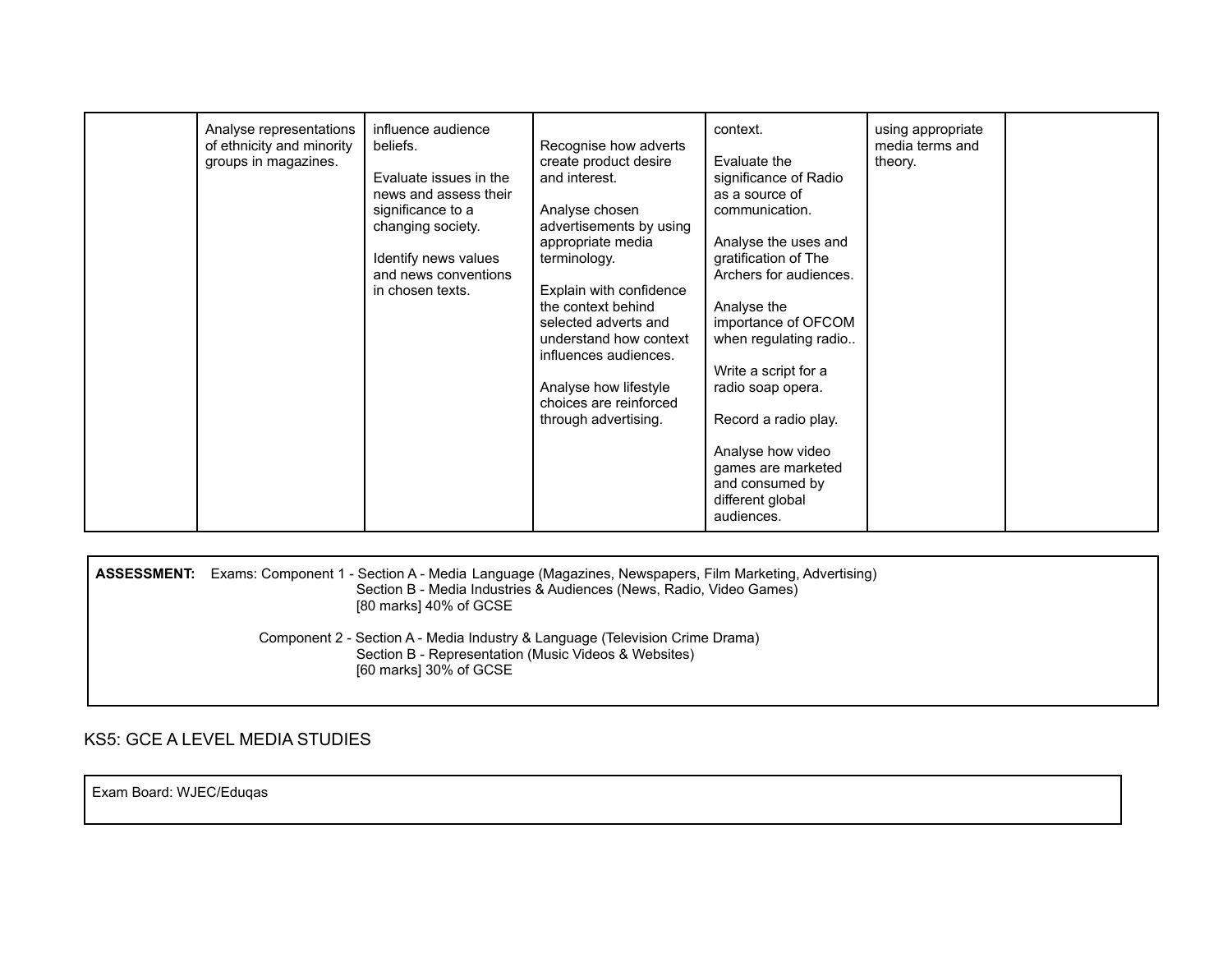|  |  |  |  |  |  |  |
|---|---|---|---|---|---|---|
|  | Analyse representations of ethnicity and minority groups in magazines. | influence audience beliefs.<br><br>Evaluate issues in the news and assess their significance to a changing society.<br><br>Identify news values and news conventions in chosen texts. | Recognise how adverts create product desire and interest.<br><br>Analyse chosen advertisements by using appropriate media terminology.<br><br>Explain with confidence the context behind selected adverts and understand how context influences audiences.<br><br>Analyse how lifestyle choices are reinforced through advertising. | context.<br><br>Evaluate the significance of Radio as a source of communication.<br><br>Analyse the uses and gratification of The Archers for audiences.<br><br>Analyse the importance of OFCOM when regulating radio..<br><br>Write a script for a radio soap opera.<br><br>Record a radio play.<br><br>Analyse how video games are marketed and consumed by different global audiences. | using appropriate media terms and theory. |  |

**ASSESSMENT:** Exams: Component 1 - Section A - Media Language (Magazines, Newspapers, Film Marketing, Advertising)
Section B - Media Industries & Audiences (News, Radio, Video Games)
[80 marks] 40% of GCSE

Component 2 - Section A - Media Industry & Language (Television Crime Drama)
Section B - Representation (Music Videos & Websites)
[60 marks] 30% of GCSE

## KS5: GCE A LEVEL MEDIA STUDIES

Exam Board: WJEC/Eduqas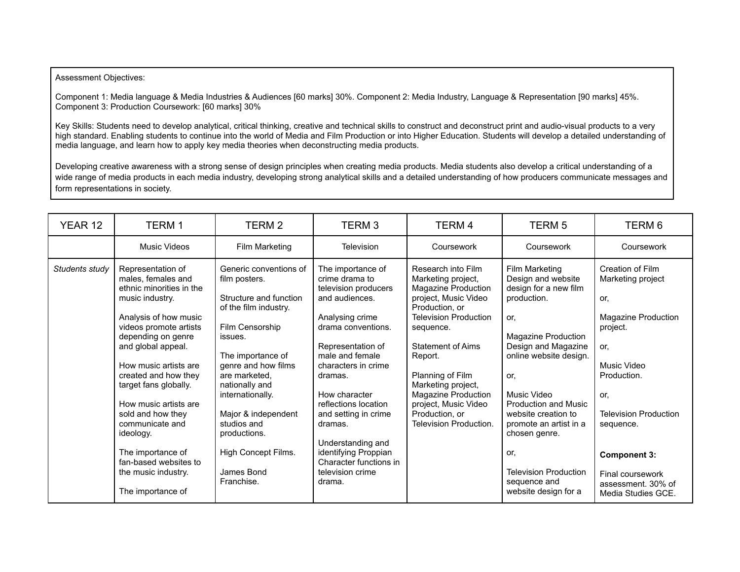Assessment Objectives:

Component 1: Media language & Media Industries & Audiences [60 marks] 30%. Component 2: Media Industry, Language & Representation [90 marks] 45%. Component 3: Production Coursework: [60 marks] 30%

Key Skills: Students need to develop analytical, critical thinking, creative and technical skills to construct and deconstruct print and audio-visual products to a very high standard. Enabling students to continue into the world of Media and Film Production or into Higher Education. Students will develop a detailed understanding of media language, and learn how to apply key media theories when deconstructing media products.

Developing creative awareness with a strong sense of design principles when creating media products. Media students also develop a critical understanding of a wide range of media products in each media industry, developing strong analytical skills and a detailed understanding of how producers communicate messages and form representations in society.

| YEAR 12 | TERM 1 | TERM 2 | TERM 3 | TERM 4 | TERM 5 | TERM 6 |
|---|---|---|---|---|---|---|
| | Music Videos | Film Marketing | Television | Coursework | Coursework | Coursework |
| *Students study* | Representation of males, females and ethnic minorities in the music industry.<br><br>Analysis of how music videos promote artists depending on genre and global appeal.<br><br>How music artists are created and how they target fans globally.<br><br>How music artists are sold and how they communicate and ideology.<br><br>The importance of fan-based websites to the music industry.<br><br>The importance of | Generic conventions of film posters.<br><br>Structure and function of the film industry.<br><br>Film Censorship issues.<br><br>The importance of genre and how films are marketed, nationally and internationally.<br><br>Major & independent studios and productions.<br><br>High Concept Films.<br><br>James Bond Franchise. | The importance of crime drama to television producers and audiences.<br><br>Analysing crime drama conventions.<br><br>Representation of male and female characters in crime dramas.<br><br>How character reflections location and setting in crime dramas.<br><br>Understanding and identifying Proppian Character functions in television crime drama. | Research into Film Marketing project, Magazine Production project, Music Video Production, or Television Production sequence.<br><br>Statement of Aims Report.<br><br>Planning of Film Marketing project, Magazine Production project, Music Video Production, or Television Production. | Film Marketing Design and website design for a new film production.<br><br>or,<br><br>Magazine Production Design and Magazine online website design.<br><br>or,<br><br>Music Video Production and Music website creation to promote an artist in a chosen genre.<br><br>or,<br><br>Television Production sequence and website design for a | Creation of Film Marketing project<br><br>or,<br><br>Magazine Production project.<br><br>or,<br><br>Music Video Production.<br><br>or,<br><br>Television Production sequence.<br><br>**Component 3:**<br><br>Final coursework assessment. 30% of Media Studies GCE. |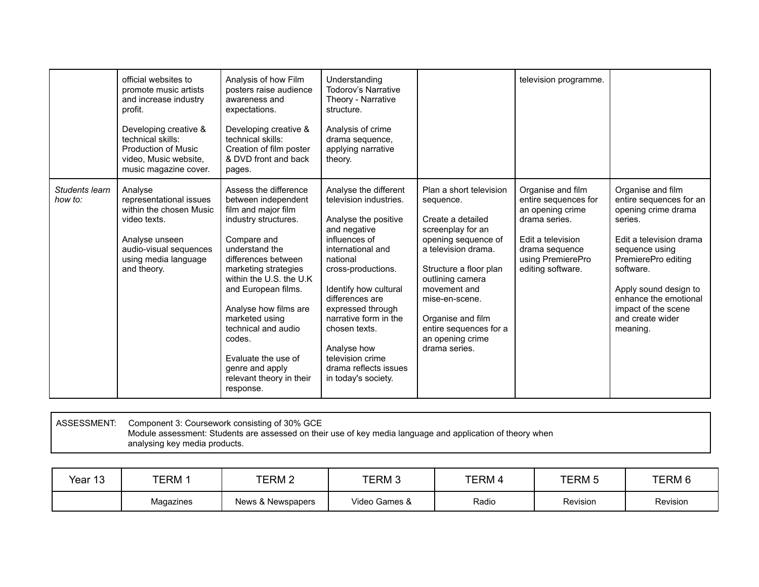| | | | | | | |
|---|---|---|---|---|---|---|
| | official websites to promote music artists and increase industry profit.<br><br>Developing creative & technical skills: Production of Music video, Music website, music magazine cover. | Analysis of how Film posters raise audience awareness and expectations.<br><br>Developing creative & technical skills: Creation of film poster & DVD front and back pages. | Understanding Todorov's Narrative Theory - Narrative structure.<br><br>Analysis of crime drama sequence, applying narrative theory. | | television programme. | |
| *Students learn how to:* | Analyse representational issues within the chosen Music video texts.<br><br>Analyse unseen audio-visual sequences using media language and theory. | Assess the difference between independent film and major film industry structures.<br><br>Compare and understand the differences between marketing strategies within the U.S. the U.K and European films.<br><br>Analyse how films are marketed using technical and audio codes.<br><br>Evaluate the use of genre and apply relevant theory in their response. | Analyse the different television industries.<br><br>Analyse the positive and negative influences of international and national cross-productions.<br><br>Identify how cultural differences are expressed through narrative form in the chosen texts.<br><br>Analyse how television crime drama reflects issues in today's society. | Plan a short television sequence.<br><br>Create a detailed screenplay for an opening sequence of a television drama.<br><br>Structure a floor plan outlining camera movement and mise-en-scene.<br><br>Organise and film entire sequences for a an opening crime drama series. | Organise and film entire sequences for an opening crime drama series.<br><br>Edit a television drama sequence using PremierePro editing software. | Organise and film entire sequences for an opening crime drama series.<br><br>Edit a television drama sequence using PremierePro editing software.<br><br>Apply sound design to enhance the emotional impact of the scene and create wider meaning. |

| | |
|---|---|
| ASSESSMENT: | Component 3: Coursework consisting of 30% GCE<br>Module assessment: Students are assessed on their use of key media language and application of theory when analysing key media products. |

| Year 13 | TERM 1 | TERM 2 | TERM 3 | TERM 4 | TERM 5 | TERM 6 |
|---|---|---|---|---|---|---|
| | Magazines | News & Newspapers | Video Games & | Radio | Revision | Revision |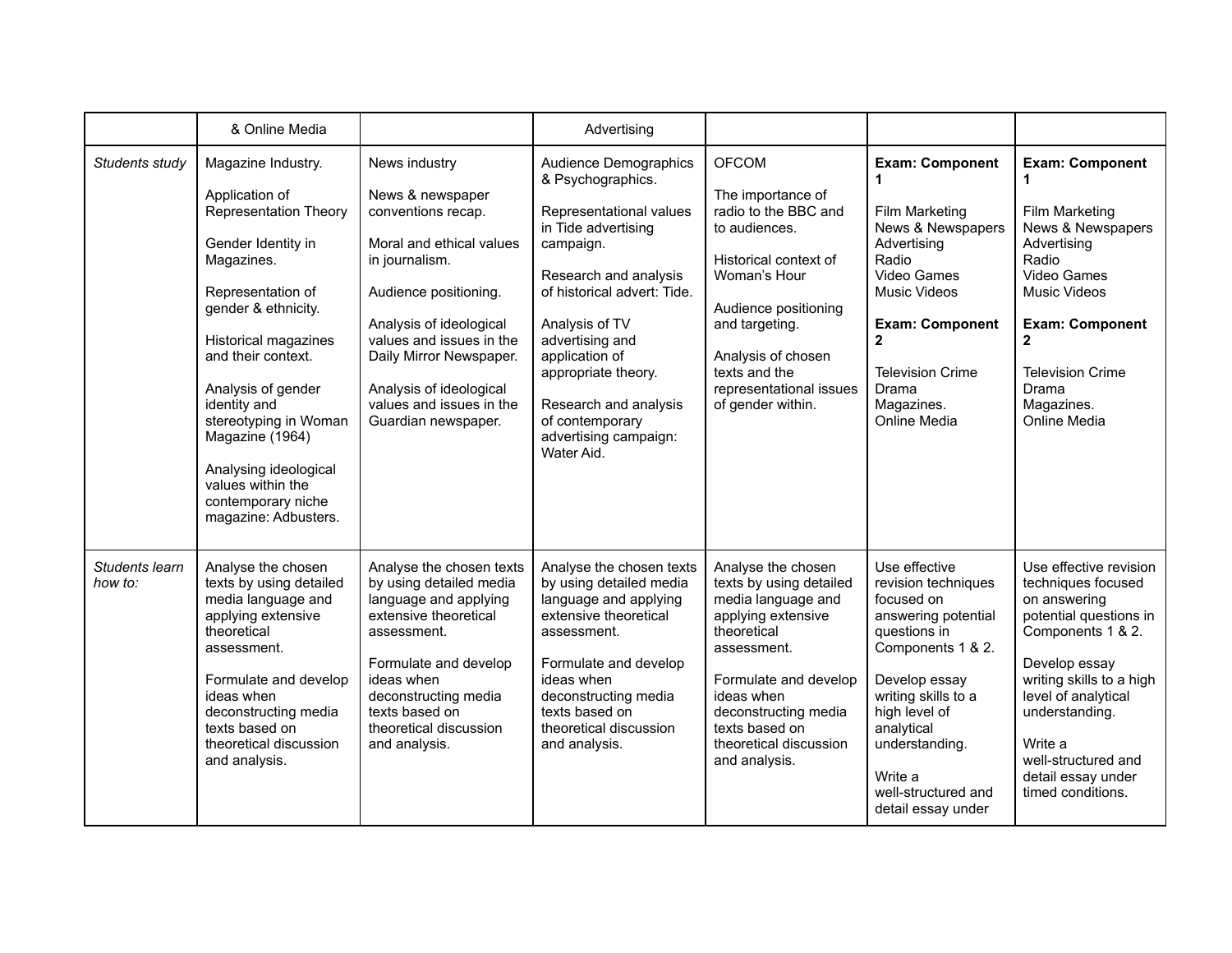| | & Online Media | | Advertising | | | |
|---|---|---|---|---|---|---|
| *Students study* | Magazine Industry.<br><br>Application of Representation Theory<br><br>Gender Identity in Magazines.<br><br>Representation of gender & ethnicity.<br><br>Historical magazines and their context.<br><br>Analysis of gender identity and stereotyping in Woman Magazine (1964)<br><br>Analysing ideological values within the contemporary niche magazine: Adbusters. | News industry<br><br>News & newspaper conventions recap.<br><br>Moral and ethical values in journalism.<br><br>Audience positioning.<br><br>Analysis of ideological values and issues in the Daily Mirror Newspaper.<br><br>Analysis of ideological values and issues in the Guardian newspaper. | Audience Demographics & Psychographics.<br><br>Representational values in Tide advertising campaign.<br><br>Research and analysis of historical advert: Tide.<br><br>Analysis of TV advertising and application of appropriate theory.<br><br>Research and analysis of contemporary advertising campaign: Water Aid. | OFCOM<br><br>The importance of radio to the BBC and to audiences.<br><br>Historical context of Woman's Hour<br><br>Audience positioning and targeting.<br><br>Analysis of chosen texts and the representational issues of gender within. | **Exam: Component 1**<br><br>Film Marketing<br>News & Newspapers<br>Advertising<br>Radio<br>Video Games<br>Music Videos<br><br>**Exam: Component 2**<br><br>Television Crime Drama<br>Magazines.<br>Online Media | **Exam: Component 1**<br><br>Film Marketing<br>News & Newspapers<br>Advertising<br>Radio<br>Video Games<br>Music Videos<br><br>**Exam: Component 2**<br><br>Television Crime Drama<br>Magazines.<br>Online Media |
| *Students learn how to:* | Analyse the chosen texts by using detailed media language and applying extensive theoretical assessment.<br><br>Formulate and develop ideas when deconstructing media texts based on theoretical discussion and analysis. | Analyse the chosen texts by using detailed media language and applying extensive theoretical assessment.<br><br>Formulate and develop ideas when deconstructing media texts based on theoretical discussion and analysis. | Analyse the chosen texts by using detailed media language and applying extensive theoretical assessment.<br><br>Formulate and develop ideas when deconstructing media texts based on theoretical discussion and analysis. | Analyse the chosen texts by using detailed media language and applying extensive theoretical assessment.<br><br>Formulate and develop ideas when deconstructing media texts based on theoretical discussion and analysis. | Use effective revision techniques focused on answering potential questions in Components 1 & 2.<br><br>Develop essay writing skills to a high level of analytical understanding.<br><br>Write a well-structured and detail essay under | Use effective revision techniques focused on answering potential questions in Components 1 & 2.<br><br>Develop essay writing skills to a high level of analytical understanding.<br><br>Write a well-structured and detail essay under timed conditions. |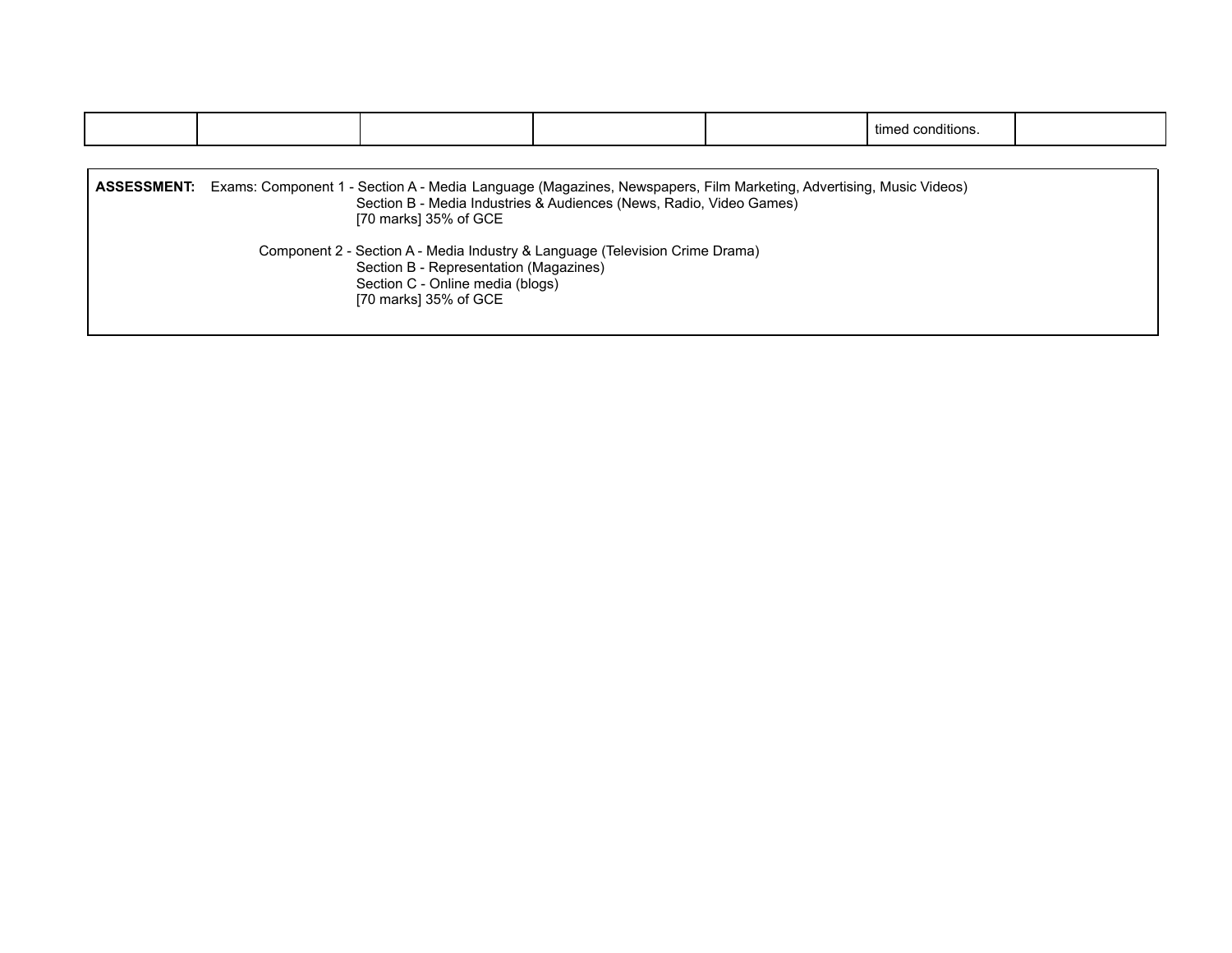| | | | | | | |
|---|---|---|---|---|---|---|
| | | | | | timed conditions. | |

**ASSESSMENT:** Exams: Component 1 - Section A - Media Language (Magazines, Newspapers, Film Marketing, Advertising, Music Videos)
Section B - Media Industries & Audiences (News, Radio, Video Games)
[70 marks] 35% of GCE

Component 2 - Section A - Media Industry & Language (Television Crime Drama)
Section B - Representation (Magazines)
Section C - Online media (blogs)
[70 marks] 35% of GCE